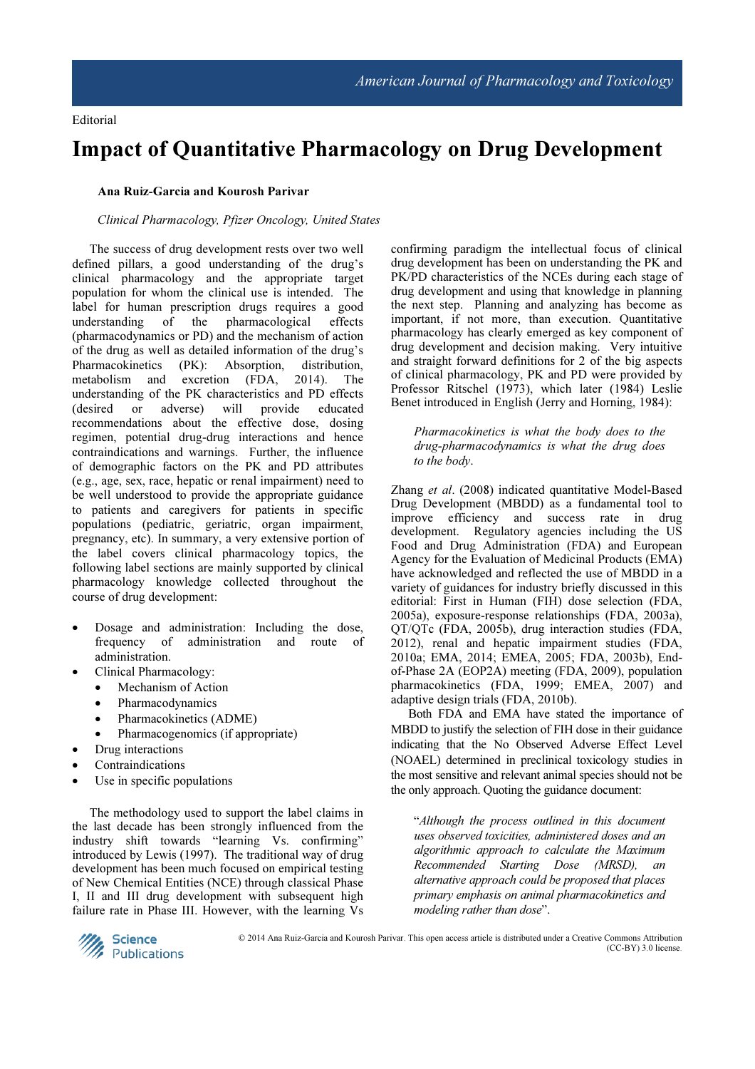Editorial

# Impact of Quantitative Pharmacology on Drug Development

**Ana Ruiz-Garcia and Kourosh Parivar**

*Clinical Pharmacology, Pfizer Oncology, United States*

The success of drug development rests over two well defined pillars, a good understanding of the drug's clinical pharmacology and the appropriate target population for whom the clinical use is intended. The label for human prescription drugs requires a good understanding of the pharmacological effects (pharmacodynamics or PD) and the mechanism of action of the drug as well as detailed information of the drug's Pharmacokinetics (PK): Absorption, distribution, metabolism and excretion (FDA, 2014). The understanding of the PK characteristics and PD effects (desired or adverse) will provide educated recommendations about the effective dose, dosing regimen, potential drug-drug interactions and hence contraindications and warnings. Further, the influence of demographic factors on the PK and PD attributes (e.g., age, sex, race, hepatic or renal impairment) need to be well understood to provide the appropriate guidance to patients and caregivers for patients in specific populations (pediatric, geriatric, organ impairment, pregnancy, etc). In summary, a very extensive portion of the label covers clinical pharmacology topics, the following label sections are mainly supported by clinical pharmacology knowledge collected throughout the course of drug development:

- Dosage and administration: Including the dose, frequency of administration and route of administration.
- Clinical Pharmacology:
  - Mechanism of Action
  - Pharmacodynamics
  - Pharmacokinetics (ADME)
  - Pharmacogenomics (if appropriate)
- Drug interactions
- Contraindications
- Use in specific populations

The methodology used to support the label claims in the last decade has been strongly influenced from the industry shift towards "learning Vs. confirming" introduced by Lewis (1997). The traditional way of drug development has been much focused on empirical testing of New Chemical Entities (NCE) through classical Phase I, II and III drug development with subsequent high failure rate in Phase III. However, with the learning Vs confirming paradigm the intellectual focus of clinical drug development has been on understanding the PK and PK/PD characteristics of the NCEs during each stage of drug development and using that knowledge in planning the next step. Planning and analyzing has become as important, if not more, than execution. Quantitative pharmacology has clearly emerged as key component of drug development and decision making. Very intuitive and straight forward definitions for 2 of the big aspects of clinical pharmacology, PK and PD were provided by Professor Ritschel (1973), which later (1984) Leslie Benet introduced in English (Jerry and Horning, 1984):

> *Pharmacokinetics is what the body does to the drug-pharmacodynamics is what the drug does to the body*.

Zhang *et al*. (2008) indicated quantitative Model-Based Drug Development (MBDD) as a fundamental tool to improve efficiency and success rate in drug development. Regulatory agencies including the US Food and Drug Administration (FDA) and European Agency for the Evaluation of Medicinal Products (EMA) have acknowledged and reflected the use of MBDD in a variety of guidances for industry briefly discussed in this editorial: First in Human (FIH) dose selection (FDA, 2005a), exposure-response relationships (FDA, 2003a), QT/QTc (FDA, 2005b), drug interaction studies (FDA, 2012), renal and hepatic impairment studies (FDA, 2010a; EMA, 2014; EMEA, 2005; FDA, 2003b), End-of-Phase 2A (EOP2A) meeting (FDA, 2009), population pharmacokinetics (FDA, 1999; EMEA, 2007) and adaptive design trials (FDA, 2010b).

Both FDA and EMA have stated the importance of MBDD to justify the selection of FIH dose in their guidance indicating that the No Observed Adverse Effect Level (NOAEL) determined in preclinical toxicology studies in the most sensitive and relevant animal species should not be the only approach. Quoting the guidance document:

> "*Although the process outlined in this document uses observed toxicities, administered doses and an algorithmic approach to calculate the Maximum Recommended Starting Dose (MRSD), an alternative approach could be proposed that places primary emphasis on animal pharmacokinetics and modeling rather than dose*".

© 2014 Ana Ruiz-Garcia and Kourosh Parivar. This open access article is distributed under a Creative Commons Attribution (CC-BY) 3.0 license.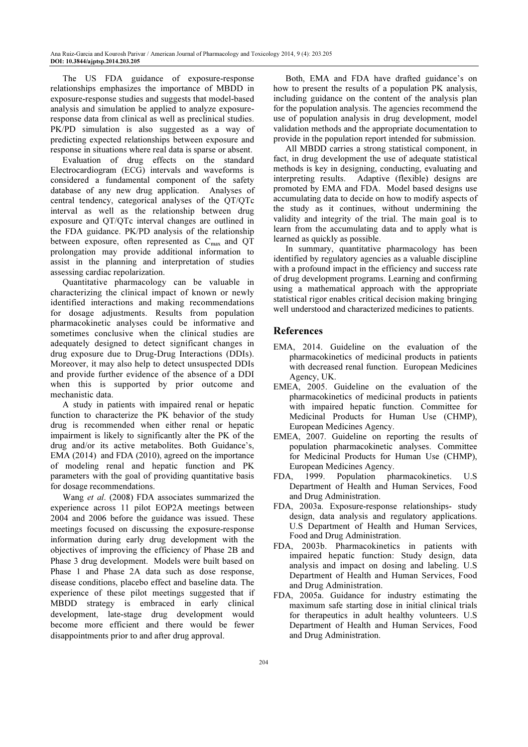The US FDA guidance of exposure-response relationships emphasizes the importance of MBDD in exposure-response studies and suggests that model-based analysis and simulation be applied to analyze exposure-response data from clinical as well as preclinical studies. PK/PD simulation is also suggested as a way of predicting expected relationships between exposure and response in situations where real data is sparse or absent.

Evaluation of drug effects on the standard Electrocardiogram (ECG) intervals and waveforms is considered a fundamental component of the safety database of any new drug application. Analyses of central tendency, categorical analyses of the QT/QTc interval as well as the relationship between drug exposure and QT/QTc interval changes are outlined in the FDA guidance. PK/PD analysis of the relationship between exposure, often represented as $C_{max}$ and QT prolongation may provide additional information to assist in the planning and interpretation of studies assessing cardiac repolarization.

Quantitative pharmacology can be valuable in characterizing the clinical impact of known or newly identified interactions and making recommendations for dosage adjustments. Results from population pharmacokinetic analyses could be informative and sometimes conclusive when the clinical studies are adequately designed to detect significant changes in drug exposure due to Drug-Drug Interactions (DDIs). Moreover, it may also help to detect unsuspected DDIs and provide further evidence of the absence of a DDI when this is supported by prior outcome and mechanistic data.

A study in patients with impaired renal or hepatic function to characterize the PK behavior of the study drug is recommended when either renal or hepatic impairment is likely to significantly alter the PK of the drug and/or its active metabolites. Both Guidance's, EMA (2014) and FDA (2010), agreed on the importance of modeling renal and hepatic function and PK parameters with the goal of providing quantitative basis for dosage recommendations.

Wang *et al*. (2008) FDA associates summarized the experience across 11 pilot EOP2A meetings between 2004 and 2006 before the guidance was issued. These meetings focused on discussing the exposure-response information during early drug development with the objectives of improving the efficiency of Phase 2B and Phase 3 drug development. Models were built based on Phase 1 and Phase 2A data such as dose response, disease conditions, placebo effect and baseline data. The experience of these pilot meetings suggested that if MBDD strategy is embraced in early clinical development, late-stage drug development would become more efficient and there would be fewer disappointments prior to and after drug approval.

Both, EMA and FDA have drafted guidance's on how to present the results of a population PK analysis, including guidance on the content of the analysis plan for the population analysis. The agencies recommend the use of population analysis in drug development, model validation methods and the appropriate documentation to provide in the population report intended for submission.

All MBDD carries a strong statistical component, in fact, in drug development the use of adequate statistical methods is key in designing, conducting, evaluating and interpreting results. Adaptive (flexible) designs are promoted by EMA and FDA. Model based designs use accumulating data to decide on how to modify aspects of the study as it continues, without undermining the validity and integrity of the trial. The main goal is to learn from the accumulating data and to apply what is learned as quickly as possible.

In summary, quantitative pharmacology has been identified by regulatory agencies as a valuable discipline with a profound impact in the efficiency and success rate of drug development programs. Learning and confirming using a mathematical approach with the appropriate statistical rigor enables critical decision making bringing well understood and characterized medicines to patients.

## References

EMA, 2014. Guideline on the evaluation of the pharmacokinetics of medicinal products in patients with decreased renal function. European Medicines Agency, UK.

EMEA, 2005. Guideline on the evaluation of the pharmacokinetics of medicinal products in patients with impaired hepatic function. Committee for Medicinal Products for Human Use (CHMP), European Medicines Agency.

EMEA, 2007. Guideline on reporting the results of population pharmacokinetic analyses. Committee for Medicinal Products for Human Use (CHMP), European Medicines Agency.

FDA, 1999. Population pharmacokinetics. U.S Department of Health and Human Services, Food and Drug Administration.

FDA, 2003a. Exposure-response relationships- study design, data analysis and regulatory applications. U.S Department of Health and Human Services, Food and Drug Administration.

FDA, 2003b. Pharmacokinetics in patients with impaired hepatic function: Study design, data analysis and impact on dosing and labeling. U.S Department of Health and Human Services, Food and Drug Administration.

FDA, 2005a. Guidance for industry estimating the maximum safe starting dose in initial clinical trials for therapeutics in adult healthy volunteers. U.S Department of Health and Human Services, Food and Drug Administration.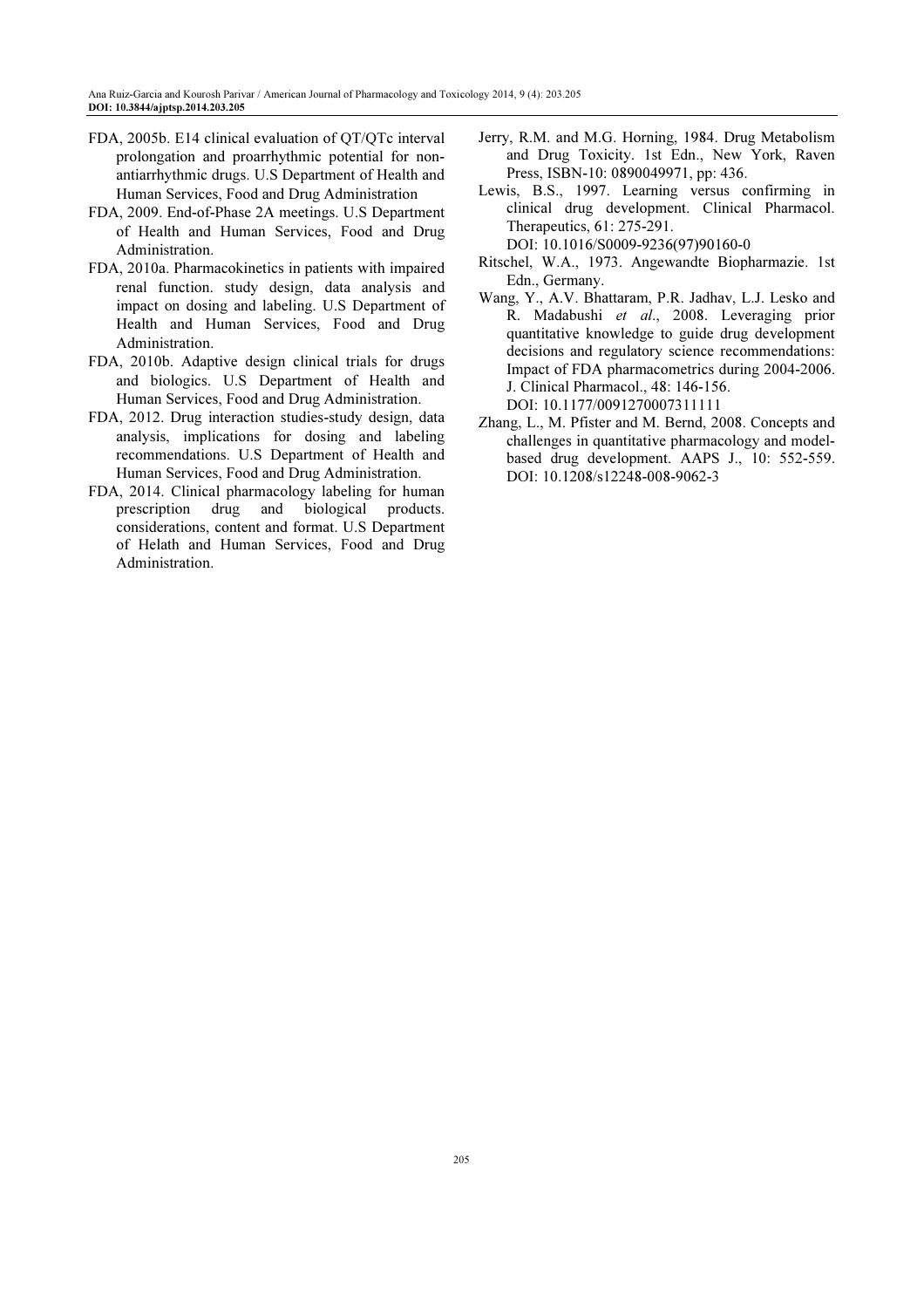FDA, 2005b. E14 clinical evaluation of QT/QTc interval prolongation and proarrhythmic potential for non-antiarrhythmic drugs. U.S Department of Health and Human Services, Food and Drug Administration

FDA, 2009. End-of-Phase 2A meetings. U.S Department of Health and Human Services, Food and Drug Administration.

FDA, 2010a. Pharmacokinetics in patients with impaired renal function. study design, data analysis and impact on dosing and labeling. U.S Department of Health and Human Services, Food and Drug Administration.

FDA, 2010b. Adaptive design clinical trials for drugs and biologics. U.S Department of Health and Human Services, Food and Drug Administration.

FDA, 2012. Drug interaction studies-study design, data analysis, implications for dosing and labeling recommendations. U.S Department of Health and Human Services, Food and Drug Administration.

FDA, 2014. Clinical pharmacology labeling for human prescription drug and biological products. considerations, content and format. U.S Department of Helath and Human Services, Food and Drug Administration.

Jerry, R.M. and M.G. Horning, 1984. Drug Metabolism and Drug Toxicity. 1st Edn., New York, Raven Press, ISBN-10: 0890049971, pp: 436.

Lewis, B.S., 1997. Learning versus confirming in clinical drug development. Clinical Pharmacol. Therapeutics, 61: 275-291. DOI: 10.1016/S0009-9236(97)90160-0

Ritschel, W.A., 1973. Angewandte Biopharmazie. 1st Edn., Germany.

Wang, Y., A.V. Bhattaram, P.R. Jadhav, L.J. Lesko and R. Madabushi *et al*., 2008. Leveraging prior quantitative knowledge to guide drug development decisions and regulatory science recommendations: Impact of FDA pharmacometrics during 2004-2006. J. Clinical Pharmacol., 48: 146-156. DOI: 10.1177/0091270007311111

Zhang, L., M. Pfister and M. Bernd, 2008. Concepts and challenges in quantitative pharmacology and model-based drug development. AAPS J., 10: 552-559. DOI: 10.1208/s12248-008-9062-3